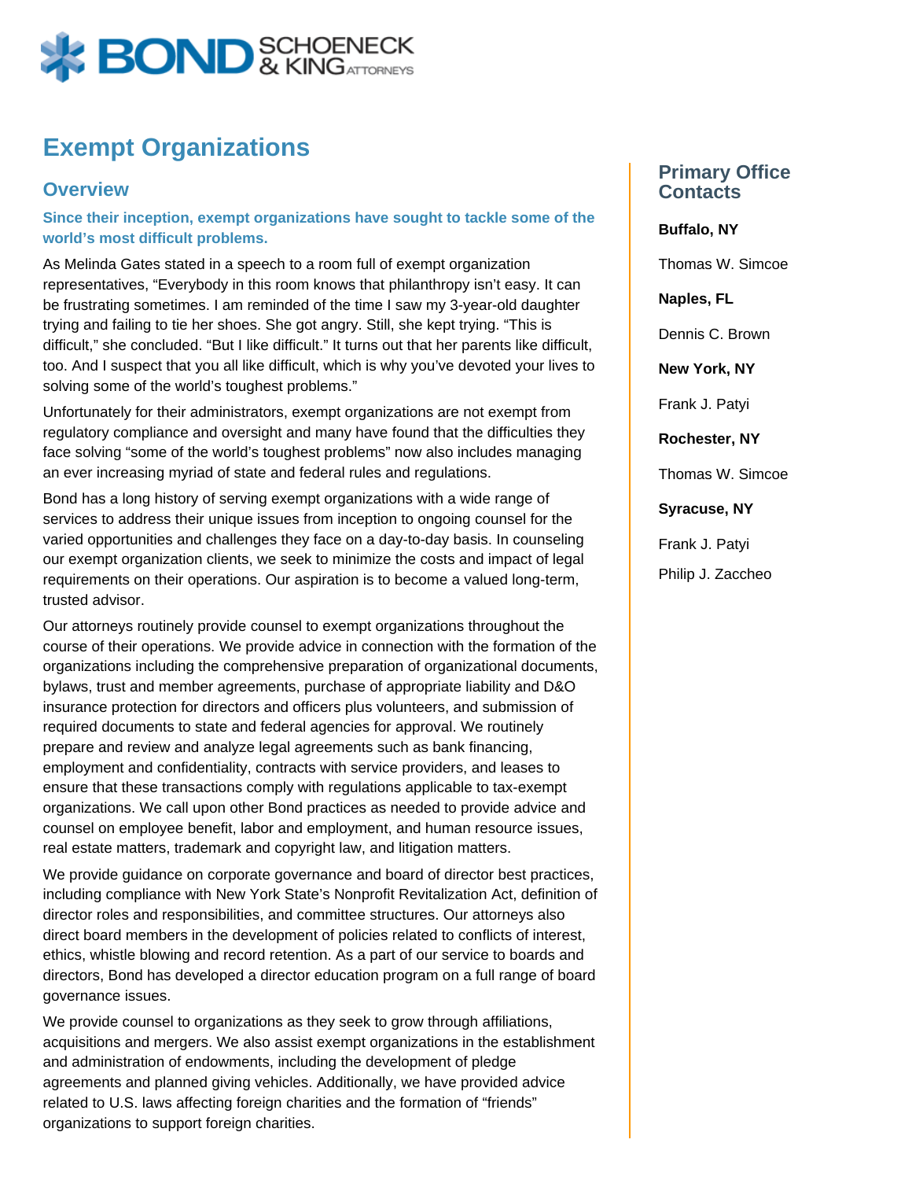# Exempt Organizations

## Overview

**Since their inception, exempt organizations have sought to tackle some of the world's most difficult problems.**

As Melinda Gates stated in a speech to a room full of exempt organization representatives, "Everybody in this room knows that philanthropy isn't easy. It can be frustrating sometimes. I am reminded of the time I saw my 3-year-old daughter trying and failing to tie her shoes. She got angry. Still, she kept trying. "This is difficult," she concluded. "But I like difficult." It turns out that her parents like difficult, too. And I suspect that you all like difficult, which is why you've devoted your lives to solving some of the world's toughest problems."

Unfortunately for their administrators, exempt organizations are not exempt from regulatory compliance and oversight and many have found that the difficulties they face solving "some of the world's toughest problems" now also includes managing an ever increasing myriad of state and federal rules and regulations.

Bond has a long history of serving exempt organizations with a wide range of services to address their unique issues from inception to ongoing counsel for the varied opportunities and challenges they face on a day-to-day basis. In counseling our exempt organization clients, we seek to minimize the costs and impact of legal requirements on their operations. Our aspiration is to become a valued long-term, trusted advisor.

Our attorneys routinely provide counsel to exempt organizations throughout the course of their operations. We provide advice in connection with the formation of the organizations including the comprehensive preparation of organizational documents, bylaws, trust and member agreements, purchase of appropriate liability and D&O insurance protection for directors and officers plus volunteers, and submission of required documents to state and federal agencies for approval. We routinely prepare and review and analyze legal agreements such as bank financing, employment and confidentiality, contracts with service providers, and leases to ensure that these transactions comply with regulations applicable to tax-exempt organizations. We call upon other Bond practices as needed to provide advice and counsel on employee benefit, labor and employment, and human resource issues, real estate matters, trademark and copyright law, and litigation matters.

We provide guidance on corporate governance and board of director best practices, including compliance with New York State's Nonprofit Revitalization Act, definition of director roles and responsibilities, and committee structures. Our attorneys also direct board members in the development of policies related to conflicts of interest, ethics, whistle blowing and record retention. As a part of our service to boards and directors, Bond has developed a director education program on a full range of board governance issues.

We provide counsel to organizations as they seek to grow through affiliations, acquisitions and mergers. We also assist exempt organizations in the establishment and administration of endowments, including the development of pledge agreements and planned giving vehicles. Additionally, we have provided advice related to U.S. laws affecting foreign charities and the formation of "friends" organizations to support foreign charities.

## Primary Office Contacts

**Buffalo, NY**

Thomas W. Simcoe

**Naples, FL**

Dennis C. Brown

**New York, NY**

Frank J. Patyi

**Rochester, NY**

Thomas W. Simcoe

**Syracuse, NY**

Frank J. Patyi

Philip J. Zaccheo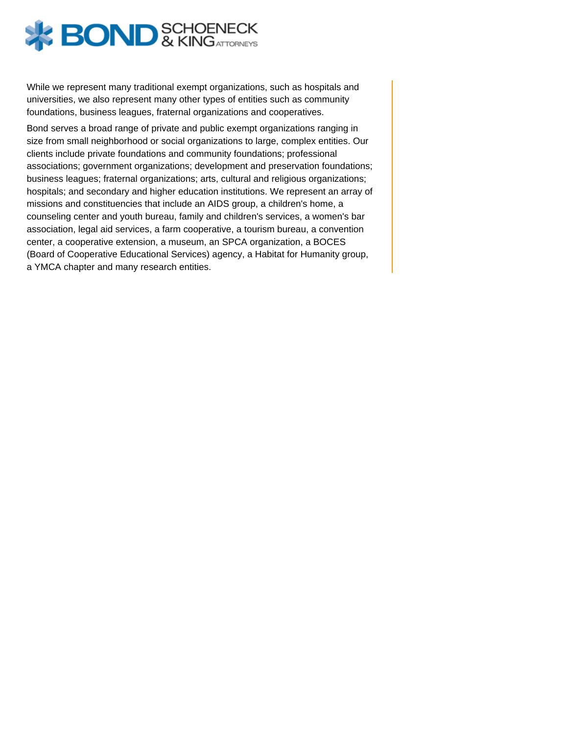While we represent many traditional exempt organizations, such as hospitals and universities, we also represent many other types of entities such as community foundations, business leagues, fraternal organizations and cooperatives.

Bond serves a broad range of private and public exempt organizations ranging in size from small neighborhood or social organizations to large, complex entities. Our clients include private foundations and community foundations; professional associations; government organizations; development and preservation foundations; business leagues; fraternal organizations; arts, cultural and religious organizations; hospitals; and secondary and higher education institutions. We represent an array of missions and constituencies that include an AIDS group, a children's home, a counseling center and youth bureau, family and children's services, a women's bar association, legal aid services, a farm cooperative, a tourism bureau, a convention center, a cooperative extension, a museum, an SPCA organization, a BOCES (Board of Cooperative Educational Services) agency, a Habitat for Humanity group, a YMCA chapter and many research entities.